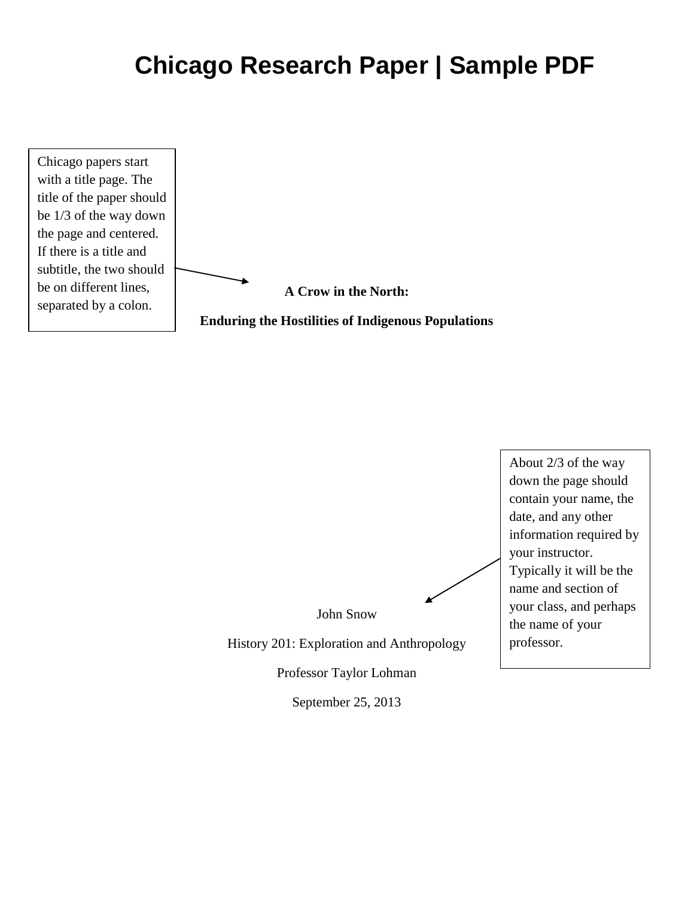# Chicago Research Paper | Sample PDF

Chicago papers start with a title page. The title of the paper should be 1/3 of the way down the page and centered. If there is a title and subtitle, the two should be on different lines, separated by a colon.

**A Crow in the North:**

**Enduring the Hostilities of Indigenous Populations**

About 2/3 of the way down the page should contain your name, the date, and any other information required by your instructor. Typically it will be the name and section of your class, and perhaps the name of your professor.

John Snow

History 201: Exploration and Anthropology

Professor Taylor Lohman

September 25, 2013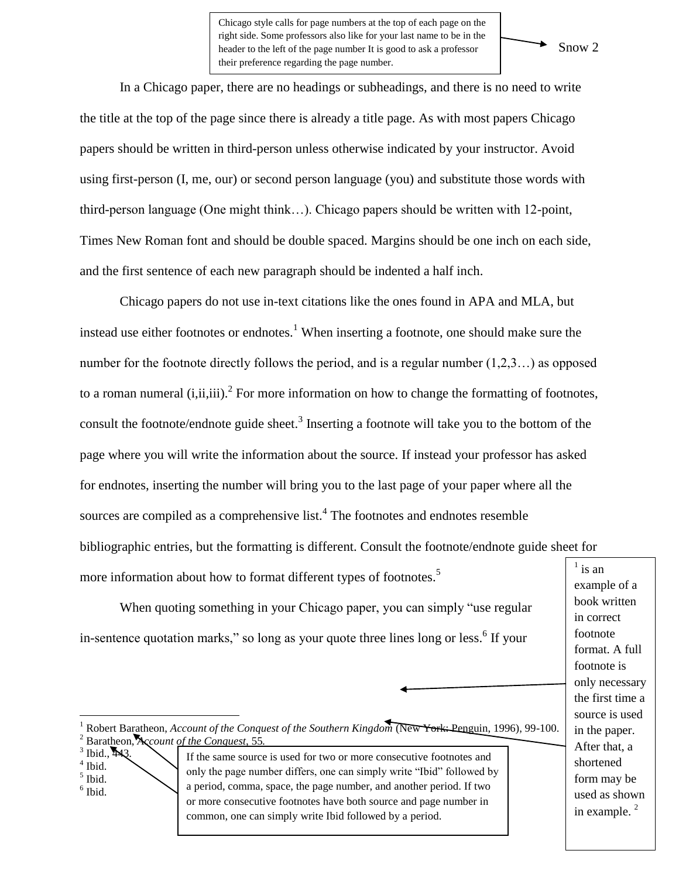Chicago style calls for page numbers at the top of each page on the right side. Some professors also like for your last name to be in the header to the left of the page number It is good to ask a professor their preference regarding the page number.

In a Chicago paper, there are no headings or subheadings, and there is no need to write the title at the top of the page since there is already a title page. As with most papers Chicago papers should be written in third-person unless otherwise indicated by your instructor. Avoid using first-person (I, me, our) or second person language (you) and substitute those words with third-person language (One might think…). Chicago papers should be written with 12-point, Times New Roman font and should be double spaced. Margins should be one inch on each side, and the first sentence of each new paragraph should be indented a half inch.

Chicago papers do not use in-text citations like the ones found in APA and MLA, but instead use either footnotes or endnotes.[1] When inserting a footnote, one should make sure the number for the footnote directly follows the period, and is a regular number (1,2,3…) as opposed to a roman numeral (i,ii,iii).[2] For more information on how to change the formatting of footnotes, consult the footnote/endnote guide sheet.[3] Inserting a footnote will take you to the bottom of the page where you will write the information about the source. If instead your professor has asked for endnotes, inserting the number will bring you to the last page of your paper where all the sources are compiled as a comprehensive list.[4] The footnotes and endnotes resemble bibliographic entries, but the formatting is different. Consult the footnote/endnote guide sheet for more information about how to format different types of footnotes.[5]

When quoting something in your Chicago paper, you can simply "use regular in-sentence quotation marks," so long as your quote three lines long or less.[6] If your

[1] is an example of a book written in correct footnote format. A full footnote is only necessary the first time a source is used in the paper. After that, a shortened form may be used as shown in example. [2]

If the same source is used for two or more consecutive footnotes and only the page number differs, one can simply write "Ibid" followed by a period, comma, space, the page number, and another period. If two or more consecutive footnotes have both source and page number in common, one can simply write Ibid followed by a period.

---

[1] Robert Baratheon, *Account of the Conquest of the Southern Kingdom* (New York: Penguin, 1996), 99-100.

[2] Baratheon, *Account of the Conquest*, 55.

[3] Ibid., 443.

[4] Ibid.

[5] Ibid.

[6] Ibid.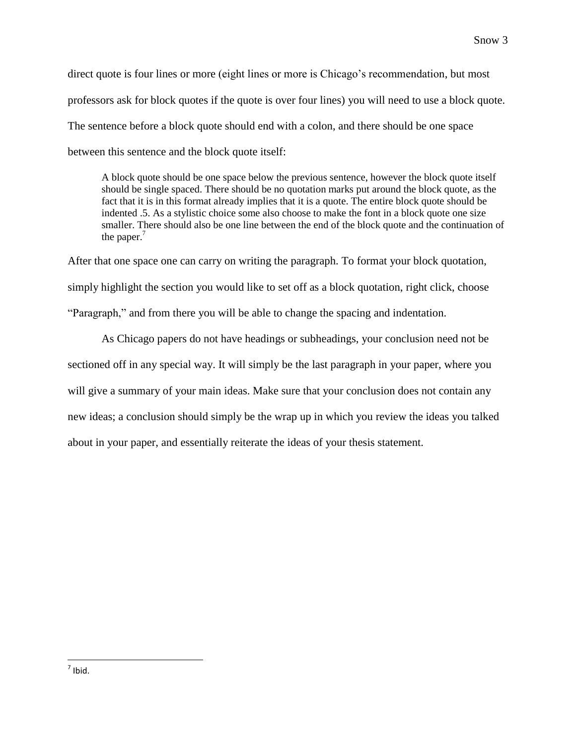direct quote is four lines or more (eight lines or more is Chicago's recommendation, but most professors ask for block quotes if the quote is over four lines) you will need to use a block quote. The sentence before a block quote should end with a colon, and there should be one space between this sentence and the block quote itself:

> A block quote should be one space below the previous sentence, however the block quote itself should be single spaced. There should be no quotation marks put around the block quote, as the fact that it is in this format already implies that it is a quote. The entire block quote should be indented .5. As a stylistic choice some also choose to make the font in a block quote one size smaller. There should also be one line between the end of the block quote and the continuation of the paper.[7]

After that one space one can carry on writing the paragraph. To format your block quotation, simply highlight the section you would like to set off as a block quotation, right click, choose "Paragraph," and from there you will be able to change the spacing and indentation.

As Chicago papers do not have headings or subheadings, your conclusion need not be sectioned off in any special way. It will simply be the last paragraph in your paper, where you will give a summary of your main ideas. Make sure that your conclusion does not contain any new ideas; a conclusion should simply be the wrap up in which you review the ideas you talked about in your paper, and essentially reiterate the ideas of your thesis statement.

---

[7] Ibid.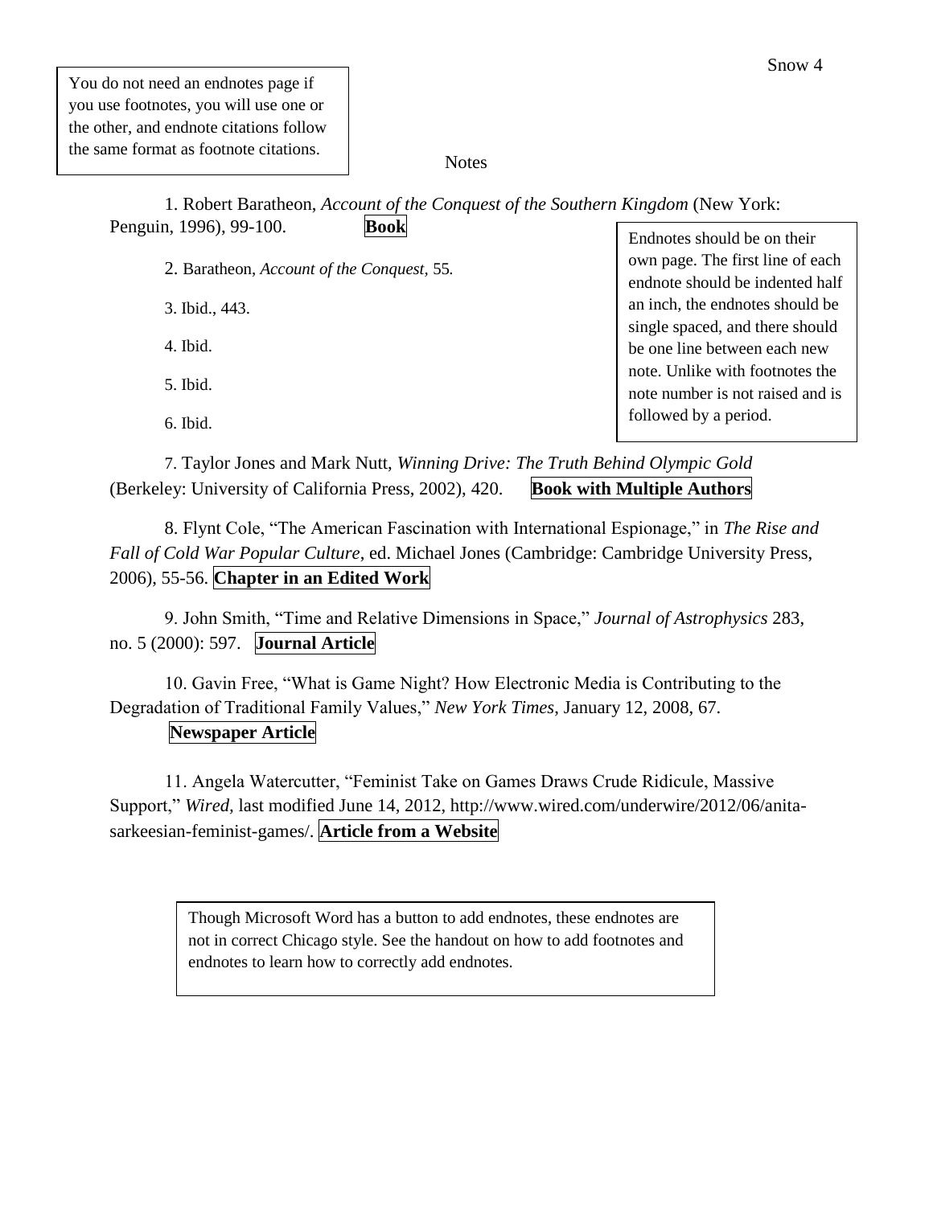You do not need an endnotes page if you use footnotes, you will use one or the other, and endnote citations follow the same format as footnote citations.

Notes

1. Robert Baratheon, *Account of the Conquest of the Southern Kingdom* (New York: Penguin, 1996), 99-100. **Book**

Endnotes should be on their own page. The first line of each endnote should be indented half an inch, the endnotes should be single spaced, and there should be one line between each new note. Unlike with footnotes the note number is not raised and is followed by a period.

2. Baratheon, *Account of the Conquest*, 55.

3. Ibid., 443.

4. Ibid.

5. Ibid.

6. Ibid.

7. Taylor Jones and Mark Nutt, *Winning Drive: The Truth Behind Olympic Gold* (Berkeley: University of California Press, 2002), 420. **Book with Multiple Authors**

8. Flynt Cole, "The American Fascination with International Espionage," in *The Rise and Fall of Cold War Popular Culture*, ed. Michael Jones (Cambridge: Cambridge University Press, 2006), 55-56. **Chapter in an Edited Work**

9. John Smith, "Time and Relative Dimensions in Space," *Journal of Astrophysics* 283, no. 5 (2000): 597. **Journal Article**

10. Gavin Free, "What is Game Night? How Electronic Media is Contributing to the Degradation of Traditional Family Values," *New York Times*, January 12, 2008, 67. **Newspaper Article**

11. Angela Watercutter, "Feminist Take on Games Draws Crude Ridicule, Massive Support," *Wired*, last modified June 14, 2012, http://www.wired.com/underwire/2012/06/anita-sarkeesian-feminist-games/. **Article from a Website**

Though Microsoft Word has a button to add endnotes, these endnotes are not in correct Chicago style. See the handout on how to add footnotes and endnotes to learn how to correctly add endnotes.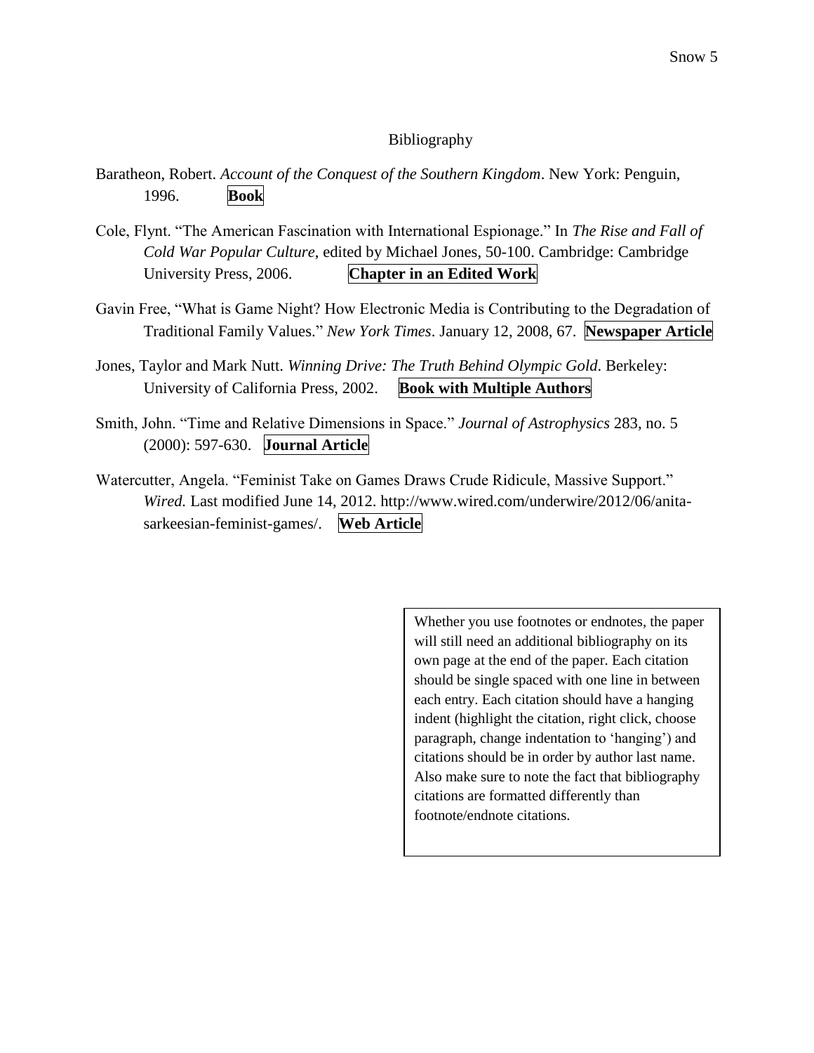# Bibliography

Baratheon, Robert. *Account of the Conquest of the Southern Kingdom*. New York: Penguin, 1996. **Book**

Cole, Flynt. "The American Fascination with International Espionage." In *The Rise and Fall of Cold War Popular Culture*, edited by Michael Jones, 50-100. Cambridge: Cambridge University Press, 2006. **Chapter in an Edited Work**

Gavin Free, "What is Game Night? How Electronic Media is Contributing to the Degradation of Traditional Family Values." *New York Times*. January 12, 2008, 67. **Newspaper Article**

Jones, Taylor and Mark Nutt. *Winning Drive: The Truth Behind Olympic Gold*. Berkeley: University of California Press, 2002. **Book with Multiple Authors**

Smith, John. "Time and Relative Dimensions in Space." *Journal of Astrophysics* 283, no. 5 (2000): 597-630. **Journal Article**

Watercutter, Angela. "Feminist Take on Games Draws Crude Ridicule, Massive Support." *Wired.* Last modified June 14, 2012. http://www.wired.com/underwire/2012/06/anita-sarkeesian-feminist-games/. **Web Article**

> Whether you use footnotes or endnotes, the paper will still need an additional bibliography on its own page at the end of the paper. Each citation should be single spaced with one line in between each entry. Each citation should have a hanging indent (highlight the citation, right click, choose paragraph, change indentation to 'hanging') and citations should be in order by author last name. Also make sure to note the fact that bibliography citations are formatted differently than footnote/endnote citations.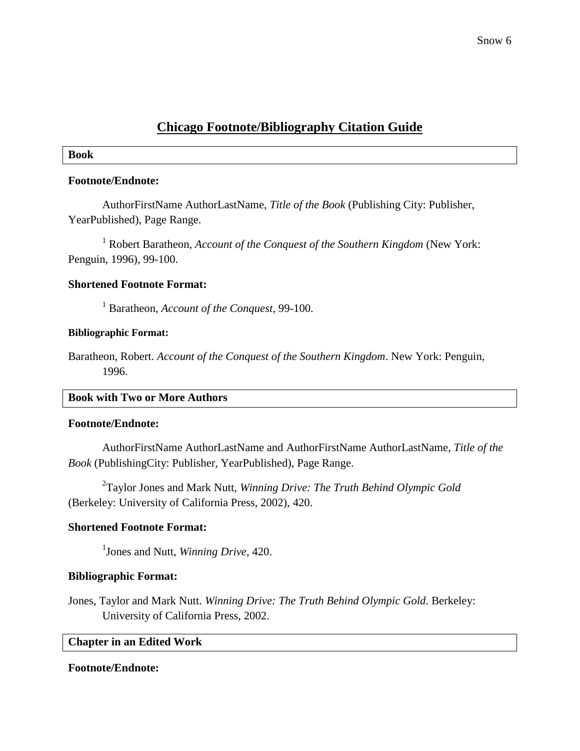# Chicago Footnote/Bibliography Citation Guide

## Book

**Footnote/Endnote:**

AuthorFirstName AuthorLastName, *Title of the Book* (Publishing City: Publisher, YearPublished), Page Range.

[1] Robert Baratheon, *Account of the Conquest of the Southern Kingdom* (New York: Penguin, 1996), 99-100.

**Shortened Footnote Format:**

[1] Baratheon, *Account of the Conquest,* 99-100.

**Bibliographic Format:**

Baratheon, Robert. *Account of the Conquest of the Southern Kingdom*. New York: Penguin, 1996.

## Book with Two or More Authors

**Footnote/Endnote:**

AuthorFirstName AuthorLastName and AuthorFirstName AuthorLastName, *Title of the Book* (PublishingCity: Publisher, YearPublished), Page Range.

[2]Taylor Jones and Mark Nutt, *Winning Drive: The Truth Behind Olympic Gold* (Berkeley: University of California Press, 2002), 420.

**Shortened Footnote Format:**

[1]Jones and Nutt, *Winning Drive*, 420.

**Bibliographic Format:**

Jones, Taylor and Mark Nutt. *Winning Drive: The Truth Behind Olympic Gold*. Berkeley: University of California Press, 2002.

## Chapter in an Edited Work

**Footnote/Endnote:**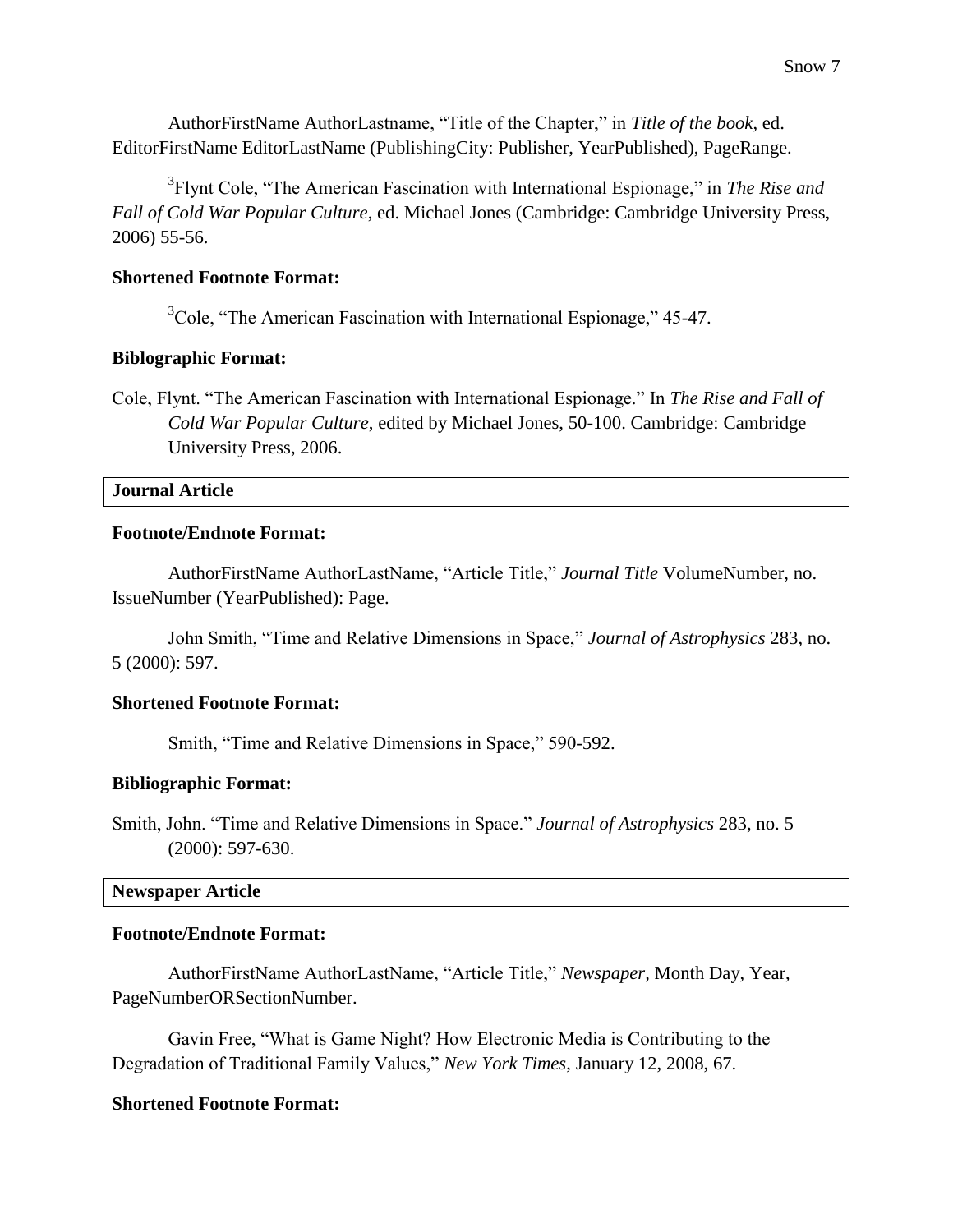AuthorFirstName AuthorLastname, "Title of the Chapter," in *Title of the book*, ed. EditorFirstName EditorLastName (PublishingCity: Publisher, YearPublished), PageRange.

[3]Flynt Cole, "The American Fascination with International Espionage," in *The Rise and Fall of Cold War Popular Culture*, ed. Michael Jones (Cambridge: Cambridge University Press, 2006) 55-56.

**Shortened Footnote Format:**

[3]Cole, "The American Fascination with International Espionage," 45-47.

**Biblographic Format:**

Cole, Flynt. "The American Fascination with International Espionage." In *The Rise and Fall of Cold War Popular Culture*, edited by Michael Jones, 50-100. Cambridge: Cambridge University Press, 2006.

**Journal Article**

**Footnote/Endnote Format:**

AuthorFirstName AuthorLastName, "Article Title," *Journal Title* VolumeNumber, no. IssueNumber (YearPublished): Page.

John Smith, "Time and Relative Dimensions in Space," *Journal of Astrophysics* 283, no. 5 (2000): 597.

**Shortened Footnote Format:**

Smith, "Time and Relative Dimensions in Space," 590-592.

**Bibliographic Format:**

Smith, John. "Time and Relative Dimensions in Space." *Journal of Astrophysics* 283, no. 5 (2000): 597-630.

**Newspaper Article**

**Footnote/Endnote Format:**

AuthorFirstName AuthorLastName, "Article Title," *Newspaper*, Month Day, Year, PageNumberORSectionNumber.

Gavin Free, "What is Game Night? How Electronic Media is Contributing to the Degradation of Traditional Family Values," *New York Times*, January 12, 2008, 67.

**Shortened Footnote Format:**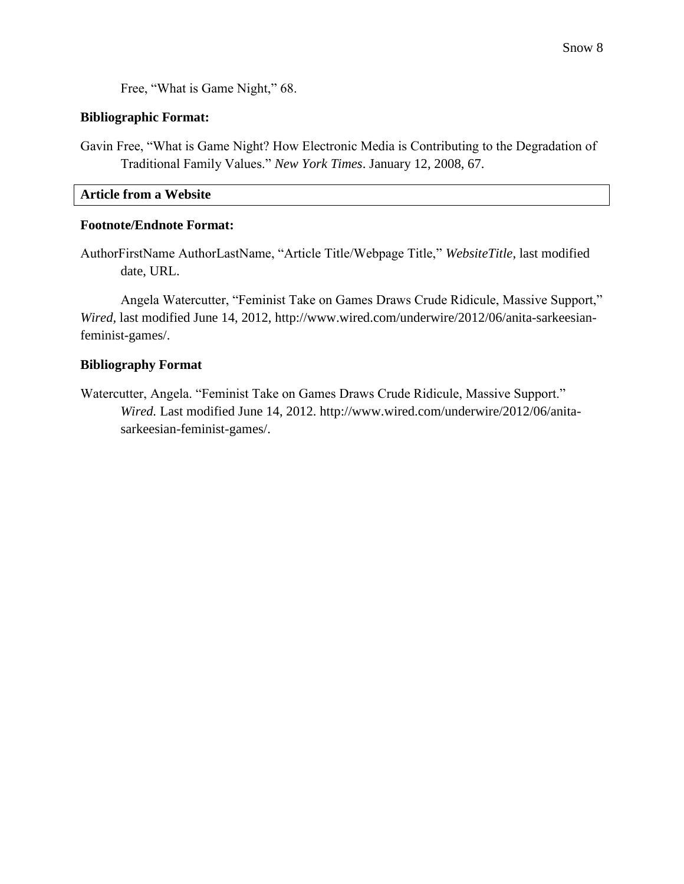Free, “What is Game Night,” 68.

**Bibliographic Format:**

Gavin Free, “What is Game Night? How Electronic Media is Contributing to the Degradation of Traditional Family Values.” *New York Times*. January 12, 2008, 67.

**Article from a Website**

**Footnote/Endnote Format:**

AuthorFirstName AuthorLastName, “Article Title/Webpage Title,” *WebsiteTitle*, last modified date, URL.

Angela Watercutter, “Feminist Take on Games Draws Crude Ridicule, Massive Support,” *Wired*, last modified June 14, 2012, http://www.wired.com/underwire/2012/06/anita-sarkeesian-feminist-games/.

**Bibliography Format**

Watercutter, Angela. “Feminist Take on Games Draws Crude Ridicule, Massive Support.” *Wired.* Last modified June 14, 2012. http://www.wired.com/underwire/2012/06/anita-sarkeesian-feminist-games/.